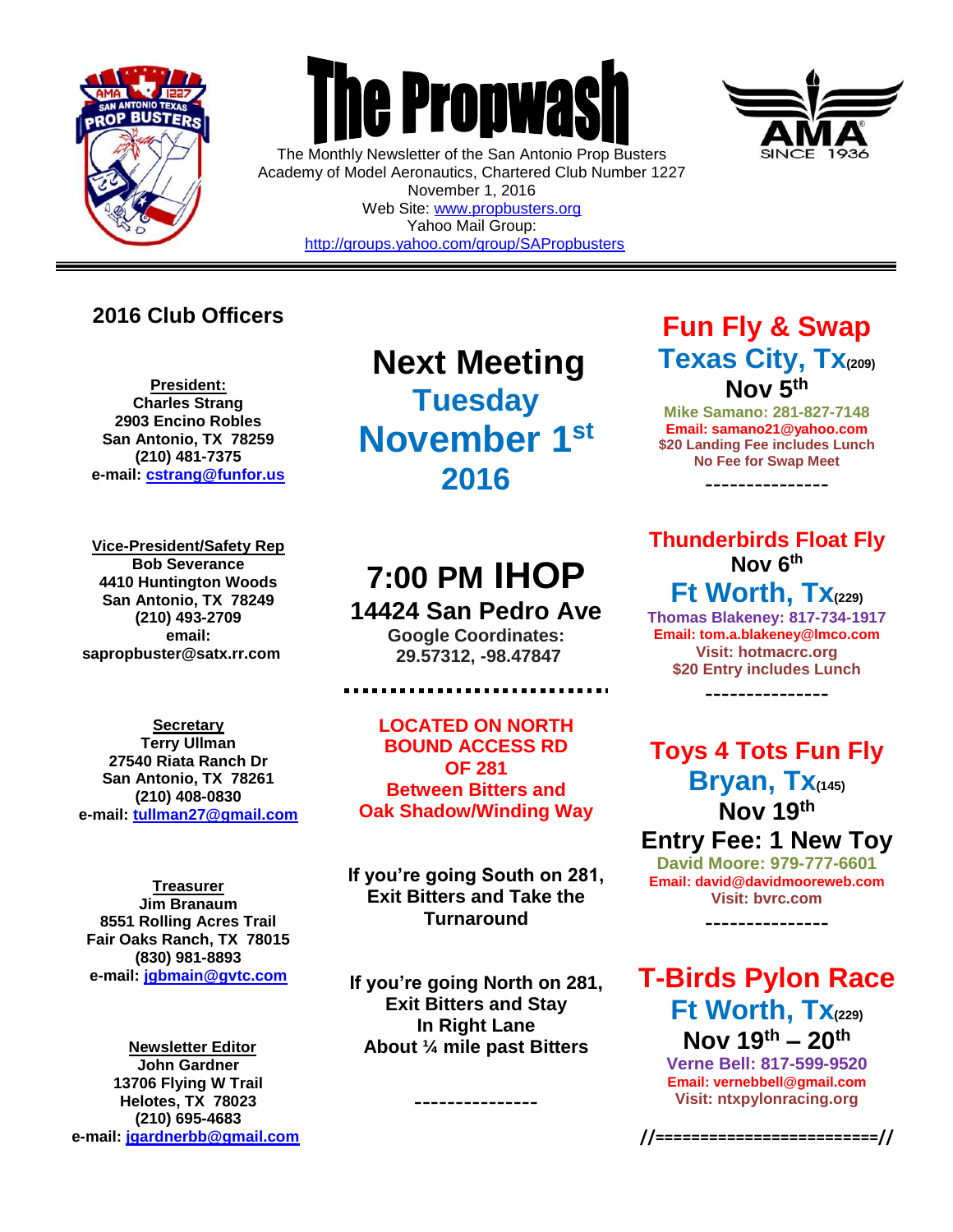# The Propwash

The Monthly Newsletter of the San Antonio Prop Busters
Academy of Model Aeronautics, Chartered Club Number 1227
November 1, 2016
Web Site: www.propbusters.org
Yahoo Mail Group:
http://groups.yahoo.com/group/SAPropbusters

---

## 2016 Club Officers

**President:**
**Charles Strang**
**2903 Encino Robles**
**San Antonio, TX 78259**
**(210) 481-7375**
**e-mail: cstrang@funfor.us**

**Vice-President/Safety Rep**
**Bob Severance**
**4410 Huntington Woods**
**San Antonio, TX 78249**
**(210) 493-2709**
**email:**
**sapropbuster@satx.rr.com**

**Secretary**
**Terry Ullman**
**27540 Riata Ranch Dr**
**San Antonio, TX 78261**
**(210) 408-0830**
**e-mail: tullman27@gmail.com**

**Treasurer**
**Jim Branaum**
**8551 Rolling Acres Trail**
**Fair Oaks Ranch, TX 78015**
**(830) 981-8893**
**e-mail: jgbmain@gvtc.com**

**Newsletter Editor**
**John Gardner**
**13706 Flying W Trail**
**Helotes, TX 78023**
**(210) 695-4683**
**e-mail: jgardnerbb@gmail.com**

## Next Meeting
## Tuesday
## November 1st
## 2016

## 7:00 PM IHOP
### 14424 San Pedro Ave
**Google Coordinates:**
**29.57312, -98.47847**

**LOCATED ON NORTH BOUND ACCESS RD OF 281**
**Between Bitters and Oak Shadow/Winding Way**

**If you're going South on 281, Exit Bitters and Take the Turnaround**

**If you're going North on 281, Exit Bitters and Stay In Right Lane About ¼ mile past Bitters**

---------------

## Fun Fly & Swap
### Texas City, Tx(209)
### Nov 5th
**Mike Samano: 281-827-7148**
**Email: samano21@yahoo.com**
**$20 Landing Fee includes Lunch**
**No Fee for Swap Meet**

---------------

## Thunderbirds Float Fly
### Nov 6th
### Ft Worth, Tx(229)
**Thomas Blakeney: 817-734-1917**
**Email: tom.a.blakeney@lmco.com**
**Visit: hotmacrc.org**
**$20 Entry includes Lunch**

---------------

## Toys 4 Tots Fun Fly
### Bryan, Tx(145)
### Nov 19th
### Entry Fee: 1 New Toy
**David Moore: 979-777-6601**
**Email: david@davidmooreweb.com**
**Visit: bvrc.com**

---------------

## T-Birds Pylon Race
### Ft Worth, Tx(229)
### Nov 19th – 20th
**Verne Bell: 817-599-9520**
**Email: vernebbell@gmail.com**
**Visit: ntxpylonracing.org**

//========================//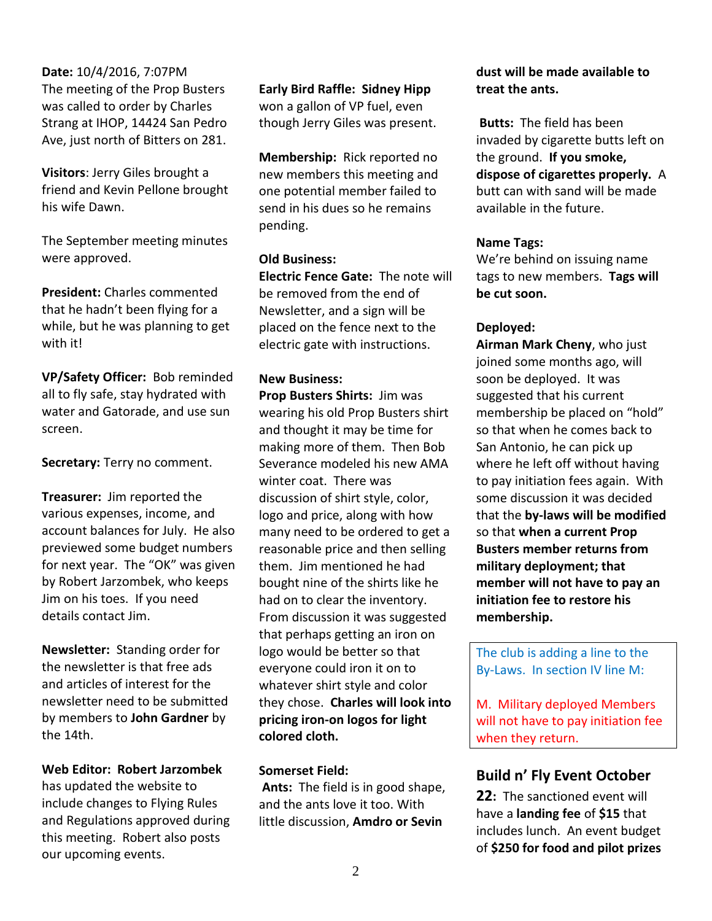**Date:** 10/4/2016, 7:07PM
The meeting of the Prop Busters was called to order by Charles Strang at IHOP, 14424 San Pedro Ave, just north of Bitters on 281.

**Visitors**: Jerry Giles brought a friend and Kevin Pellone brought his wife Dawn.

The September meeting minutes were approved.

**President:** Charles commented that he hadn't been flying for a while, but he was planning to get with it!

**VP/Safety Officer:** Bob reminded all to fly safe, stay hydrated with water and Gatorade, and use sun screen.

**Secretary:** Terry no comment.

**Treasurer:** Jim reported the various expenses, income, and account balances for July. He also previewed some budget numbers for next year. The "OK" was given by Robert Jarzombek, who keeps Jim on his toes. If you need details contact Jim.

**Newsletter:** Standing order for the newsletter is that free ads and articles of interest for the newsletter need to be submitted by members to **John Gardner** by the 14th.

**Web Editor: Robert Jarzombek** has updated the website to include changes to Flying Rules and Regulations approved during this meeting. Robert also posts our upcoming events.

**Early Bird Raffle: Sidney Hipp** won a gallon of VP fuel, even though Jerry Giles was present.

**Membership:** Rick reported no new members this meeting and one potential member failed to send in his dues so he remains pending.

**Old Business:**
**Electric Fence Gate:** The note will be removed from the end of Newsletter, and a sign will be placed on the fence next to the electric gate with instructions.

**New Business:**
**Prop Busters Shirts:** Jim was wearing his old Prop Busters shirt and thought it may be time for making more of them. Then Bob Severance modeled his new AMA winter coat. There was discussion of shirt style, color, logo and price, along with how many need to be ordered to get a reasonable price and then selling them. Jim mentioned he had bought nine of the shirts like he had on to clear the inventory. From discussion it was suggested that perhaps getting an iron on logo would be better so that everyone could iron it on to whatever shirt style and color they chose. **Charles will look into pricing iron-on logos for light colored cloth.**

**Somerset Field:**
**Ants:** The field is in good shape, and the ants love it too. With little discussion, **Amdro or Sevin dust will be made available to treat the ants.**

**Butts:** The field has been invaded by cigarette butts left on the ground. **If you smoke, dispose of cigarettes properly.** A butt can with sand will be made available in the future.

**Name Tags:**
We're behind on issuing name tags to new members. **Tags will be cut soon.**

**Deployed:**
**Airman Mark Cheny**, who just joined some months ago, will soon be deployed. It was suggested that his current membership be placed on "hold" so that when he comes back to San Antonio, he can pick up where he left off without having to pay initiation fees again. With some discussion it was decided that the **by-laws will be modified** so that **when a current Prop Busters member returns from military deployment; that member will not have to pay an initiation fee to restore his membership.**

> The club is adding a line to the By-Laws. In section IV line M:
>
> M. Military deployed Members will not have to pay initiation fee when they return.

## Build n' Fly Event October 22:

The sanctioned event will have a **landing fee** of **$15** that includes lunch. An event budget of **$250 for food and pilot prizes**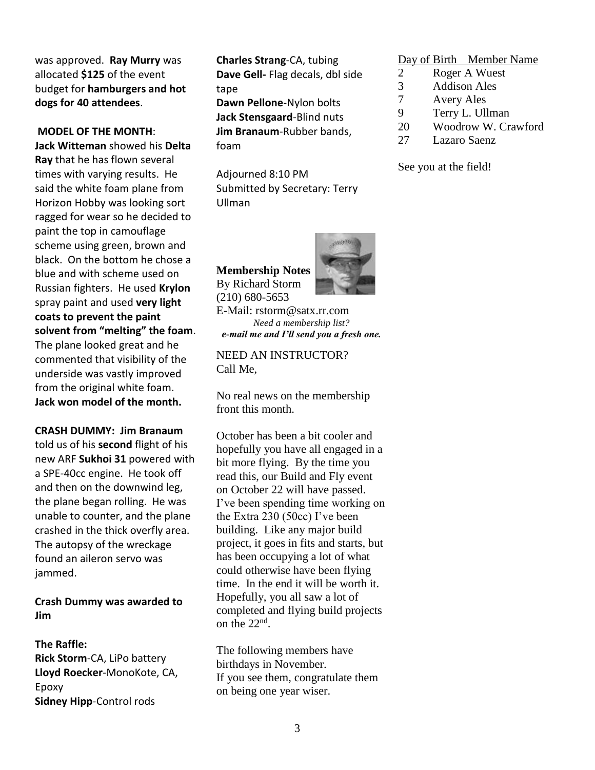was approved. **Ray Murry** was allocated **$125** of the event budget for **hamburgers and hot dogs for 40 attendees**.

**MODEL OF THE MONTH**:
**Jack Witteman** showed his **Delta Ray** that he has flown several times with varying results. He said the white foam plane from Horizon Hobby was looking sort ragged for wear so he decided to paint the top in camouflage scheme using green, brown and black. On the bottom he chose a blue and with scheme used on Russian fighters. He used **Krylon** spray paint and used **very light coats to prevent the paint solvent from "melting" the foam**. The plane looked great and he commented that visibility of the underside was vastly improved from the original white foam. **Jack won model of the month.**

**CRASH DUMMY: Jim Branaum** told us of his **second** flight of his new ARF **Sukhoi 31** powered with a SPE-40cc engine. He took off and then on the downwind leg, the plane began rolling. He was unable to counter, and the plane crashed in the thick overfly area. The autopsy of the wreckage found an aileron servo was jammed.

**Crash Dummy was awarded to Jim**

**The Raffle:**
**Rick Storm**-CA, LiPo battery
**Lloyd Roecker**-MonoKote, CA, Epoxy
**Sidney Hipp**-Control rods
**Charles Strang**-CA, tubing
**Dave Gell-** Flag decals, dbl side tape
**Dawn Pellone**-Nylon bolts
**Jack Stensgaard**-Blind nuts
**Jim Branaum**-Rubber bands, foam

Adjourned 8:10 PM
Submitted by Secretary: Terry Ullman

**Membership Notes**
By Richard Storm
(210) 680-5653
E-Mail: rstorm@satx.rr.com
***Need a membership list? e-mail me and I'll send you a fresh one.***

NEED AN INSTRUCTOR?
Call Me,

No real news on the membership front this month.

October has been a bit cooler and hopefully you have all engaged in a bit more flying. By the time you read this, our Build and Fly event on October 22 will have passed. I've been spending time working on the Extra 230 (50cc) I've been building. Like any major build project, it goes in fits and starts, but has been occupying a lot of what could otherwise have been flying time. In the end it will be worth it. Hopefully, you all saw a lot of completed and flying build projects on the 22nd.

The following members have birthdays in November.
If you see them, congratulate them on being one year wiser.

| Day of Birth | Member Name |
| --- | --- |
| 2 | Roger A Wuest |
| 3 | Addison Ales |
| 7 | Avery Ales |
| 9 | Terry L. Ullman |
| 20 | Woodrow W. Crawford |
| 27 | Lazaro Saenz |

See you at the field!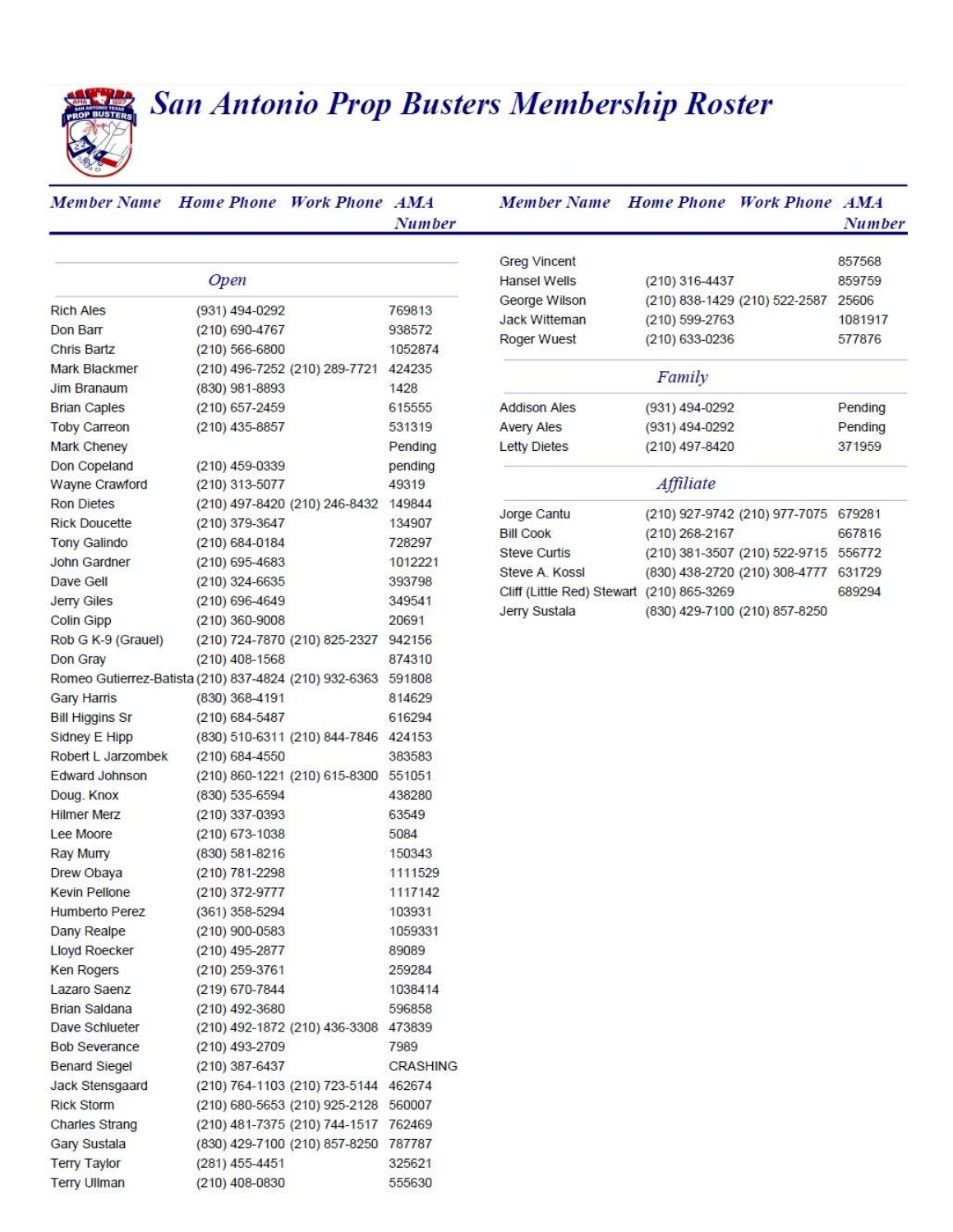# San Antonio Prop Busters Membership Roster

| Member Name | Home Phone | Work Phone | AMA Number |
|---|---|---|---|
| **Open** | | | |
| Rich Ales | (931) 494-0292 | | 769813 |
| Don Barr | (210) 690-4767 | | 938572 |
| Chris Bartz | (210) 566-6800 | | 1052874 |
| Mark Blackmer | (210) 496-7252 | (210) 289-7721 | 424235 |
| Jim Branaum | (830) 981-8893 | | 1428 |
| Brian Caples | (210) 657-2459 | | 615555 |
| Toby Carreon | (210) 435-8857 | | 531319 |
| Mark Cheney | | | Pending |
| Don Copeland | (210) 459-0339 | | pending |
| Wayne Crawford | (210) 313-5077 | | 49319 |
| Ron Dietes | (210) 497-8420 | (210) 246-8432 | 149844 |
| Rick Doucette | (210) 379-3647 | | 134907 |
| Tony Galindo | (210) 684-0184 | | 728297 |
| John Gardner | (210) 695-4683 | | 1012221 |
| Dave Gell | (210) 324-6635 | | 393798 |
| Jerry Giles | (210) 696-4649 | | 349541 |
| Colin Gipp | (210) 360-9008 | | 20691 |
| Rob G K-9 (Grauel) | (210) 724-7870 | (210) 825-2327 | 942156 |
| Don Gray | (210) 408-1568 | | 874310 |
| Romeo Gutierrez-Batista | (210) 837-4824 | (210) 932-6363 | 591808 |
| Gary Harris | (830) 368-4191 | | 814629 |
| Bill Higgins Sr | (210) 684-5487 | | 616294 |
| Sidney E Hipp | (830) 510-6311 | (210) 844-7846 | 424153 |
| Robert L Jarzombek | (210) 684-4550 | | 383583 |
| Edward Johnson | (210) 860-1221 | (210) 615-8300 | 551051 |
| Doug. Knox | (830) 535-6594 | | 438280 |
| Hilmer Merz | (210) 337-0393 | | 63549 |
| Lee Moore | (210) 673-1038 | | 5084 |
| Ray Murry | (830) 581-8216 | | 150343 |
| Drew Obaya | (210) 781-2298 | | 1111529 |
| Kevin Pellone | (210) 372-9777 | | 1117142 |
| Humberto Perez | (361) 358-5294 | | 103931 |
| Dany Realpe | (210) 900-0583 | | 1059331 |
| Lloyd Roecker | (210) 495-2877 | | 89089 |
| Ken Rogers | (210) 259-3761 | | 259284 |
| Lazaro Saenz | (219) 670-7844 | | 1038414 |
| Brian Saldana | (210) 492-3680 | | 596858 |
| Dave Schlueter | (210) 492-1872 | (210) 436-3308 | 473839 |
| Bob Severance | (210) 493-2709 | | 7989 |
| Benard Siegel | (210) 387-6437 | | CRASHING |
| Jack Stensgaard | (210) 764-1103 | (210) 723-5144 | 462674 |
| Rick Storm | (210) 680-5653 | (210) 925-2128 | 560007 |
| Charles Strang | (210) 481-7375 | (210) 744-1517 | 762469 |
| Gary Sustala | (830) 429-7100 | (210) 857-8250 | 787787 |
| Terry Taylor | (281) 455-4451 | | 325621 |
| Terry Ullman | (210) 408-0830 | | 555630 |
| Greg Vincent | | | 857568 |
| Hansel Wells | (210) 316-4437 | | 859759 |
| George Wilson | (210) 838-1429 | (210) 522-2587 | 25606 |
| Jack Witteman | (210) 599-2763 | | 1081917 |
| Roger Wuest | (210) 633-0236 | | 577876 |
| **Family** | | | |
| Addison Ales | (931) 494-0292 | | Pending |
| Avery Ales | (931) 494-0292 | | Pending |
| Letty Dietes | (210) 497-8420 | | 371959 |
| **Affiliate** | | | |
| Jorge Cantu | (210) 927-9742 | (210) 977-7075 | 679281 |
| Bill Cook | (210) 268-2167 | | 667816 |
| Steve Curtis | (210) 381-3507 | (210) 522-9715 | 556772 |
| Steve A. Kossl | (830) 438-2720 | (210) 308-4777 | 631729 |
| Cliff (Little Red) Stewart | (210) 865-3269 | | 689294 |
| Jerry Sustala | (830) 429-7100 | (210) 857-8250 | |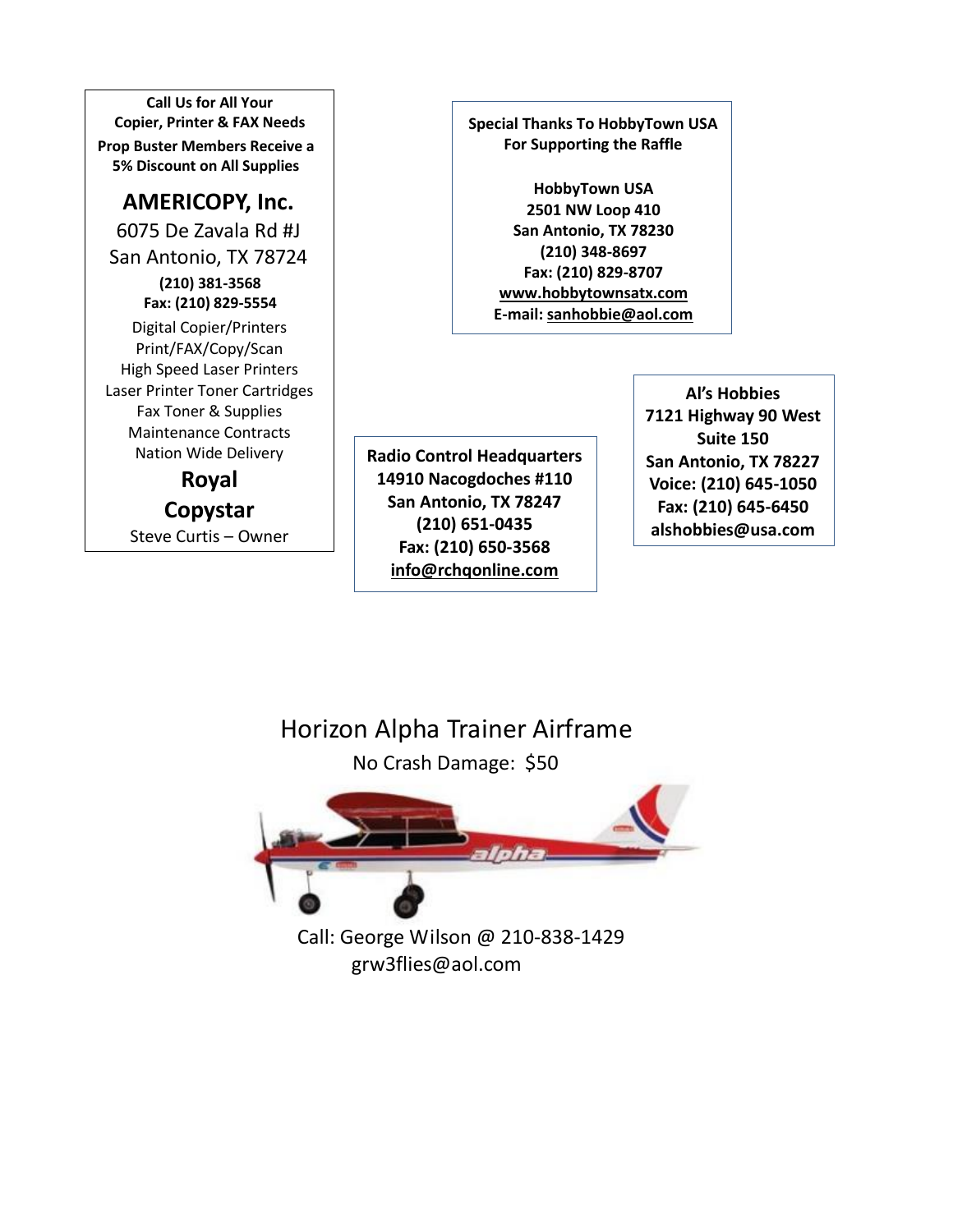**Call Us for All Your Copier, Printer & FAX Needs**

**Prop Buster Members Receive a 5% Discount on All Supplies**

## AMERICOPY, Inc.

6075 De Zavala Rd #J
San Antonio, TX 78724

**(210) 381-3568**
**Fax: (210) 829-5554**

Digital Copier/Printers
Print/FAX/Copy/Scan
High Speed Laser Printers
Laser Printer Toner Cartridges
Fax Toner & Supplies
Maintenance Contracts
Nation Wide Delivery

**Royal**
**Copystar**

Steve Curtis – Owner

---

**Special Thanks To HobbyTown USA For Supporting the Raffle**

**HobbyTown USA**
**2501 NW Loop 410**
**San Antonio, TX 78230**
**(210) 348-8697**
**Fax: (210) 829-8707**
**www.hobbytownsatx.com**
**E-mail: sanhobbie@aol.com**

---

**Radio Control Headquarters**
**14910 Nacogdoches #110**
**San Antonio, TX 78247**
**(210) 651-0435**
**Fax: (210) 650-3568**
**info@rchqonline.com**

---

**Al's Hobbies**
**7121 Highway 90 West**
**Suite 150**
**San Antonio, TX 78227**
**Voice: (210) 645-1050**
**Fax: (210) 645-6450**
**alshobbies@usa.com**

---

## Horizon Alpha Trainer Airframe

No Crash Damage: $50

Call: George Wilson @ 210-838-1429
grw3flies@aol.com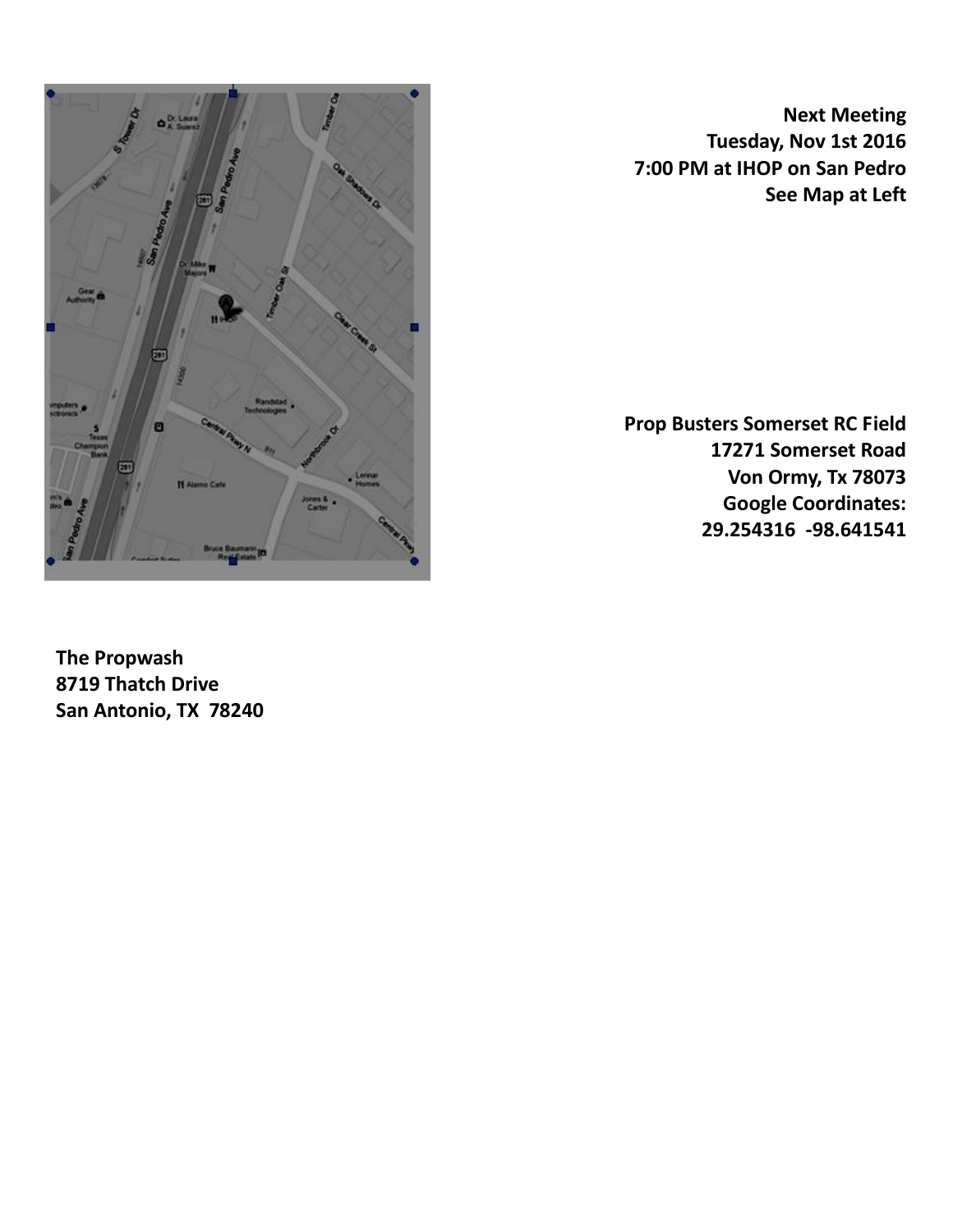**Next Meeting**
**Tuesday, Nov 1st 2016**
**7:00 PM at IHOP on San Pedro**
**See Map at Left**

**Prop Busters Somerset RC Field**
**17271 Somerset Road**
**Von Ormy, Tx 78073**
**Google Coordinates:**
**29.254316 -98.641541**

**The Propwash**
**8719 Thatch Drive**
**San Antonio, TX 78240**